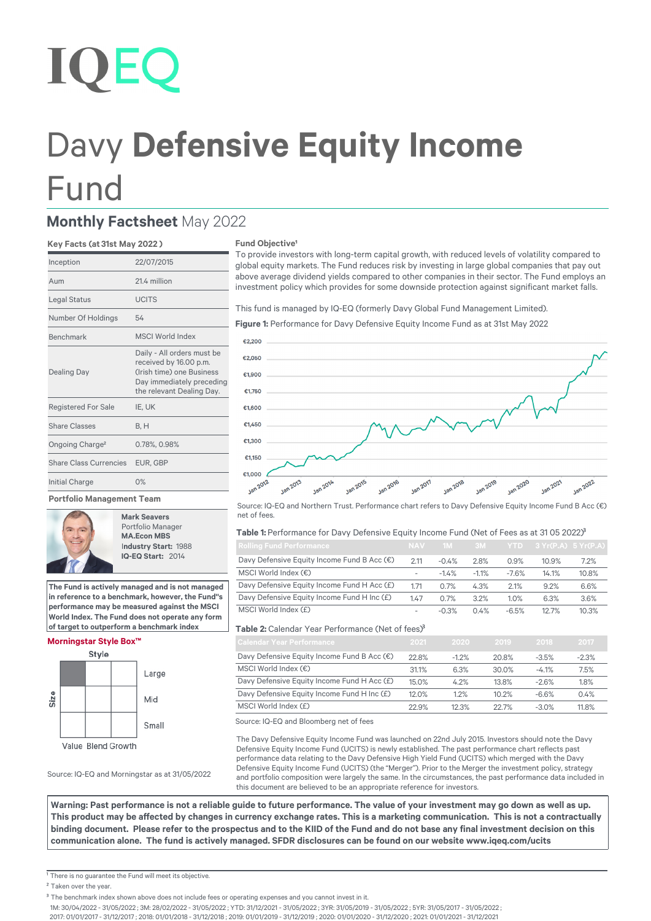IQEQ

# Davy **Defensive Equity Income** Fund

## **Monthly Factsheet** May 2022

### Key Facts (at 31st May 2022)

| | |
|---|---|
| Inception | 22/07/2015 |
| Aum | 21.4 million |
| Legal Status | UCITS |
| Number Of Holdings | 54 |
| Benchmark | MSCI World Index |
| Dealing Day | Daily - All orders must be received by 16.00 p.m. (Irish time) one Business Day immediately preceding the relevant Dealing Day. |
| Registered For Sale | IE, UK |
| Share Classes | B, H |
| Ongoing Charge[2] | 0.78%, 0.98% |
| Share Class Currencies | EUR, GBP |
| Initial Charge | 0% |

### Portfolio Management Team

**Mark Seavers**
Portfolio Manager
**MA.Econ MBS**
Industry Start: 1988
**IQ-EQ Start:** 2014

**The Fund is actively managed and is not managed in reference to a benchmark, however, the Fund"s performance may be measured against the MSCI World Index. The Fund does not operate any form of target to outperform a benchmark index**

### Morningstar Style Box™

Style: Value Blend Growth
Size: Large, Mid, Small

Source: IQ-EQ and Morningstar as at 31/05/2022

### Fund Objective[1]

To provide investors with long-term capital growth, with reduced levels of volatility compared to global equity markets. The Fund reduces risk by investing in large global companies that pay out above average dividend yields compared to other companies in their sector. The Fund employs an investment policy which provides for some downside protection against significant market falls.

This fund is managed by IQ-EQ (formerly Davy Global Fund Management Limited).

**Figure 1:** Performance for Davy Defensive Equity Income Fund as at 31st May 2022

Source: IQ-EQ and Northern Trust. Performance chart refers to Davy Defensive Equity Income Fund B Acc (€) net of fees.

**Table 1:** Performance for Davy Defensive Equity Income Fund (Net of Fees as at 31 05 2022)[3]

| Rolling Fund Performance | NAV | 1M | 3M | YTD | 3 Yr(P.A) | 5 Yr(P.A) |
|---|---|---|---|---|---|---|
| Davy Defensive Equity Income Fund B Acc (€) | 2.11 | -0.4% | 2.8% | 0.9% | 10.9% | 7.2% |
| MSCI World Index (€) | - | -1.4% | -1.1% | -7.6% | 14.1% | 10.8% |
| Davy Defensive Equity Income Fund H Acc (£) | 1.71 | 0.7% | 4.3% | 2.1% | 9.2% | 6.6% |
| Davy Defensive Equity Income Fund H Inc (£) | 1.47 | 0.7% | 3.2% | 1.0% | 6.3% | 3.6% |
| MSCI World Index (£) | - | -0.3% | 0.4% | -6.5% | 12.7% | 10.3% |

**Table 2:** Calendar Year Performance (Net of fees)[3]

| Calendar Year Performance | 2021 | 2020 | 2019 | 2018 | 2017 |
|---|---|---|---|---|---|
| Davy Defensive Equity Income Fund B Acc (€) | 22.8% | -1.2% | 20.8% | -3.5% | -2.3% |
| MSCI World Index (€) | 31.1% | 6.3% | 30.0% | -4.1% | 7.5% |
| Davy Defensive Equity Income Fund H Acc (£) | 15.0% | 4.2% | 13.8% | -2.6% | 1.8% |
| Davy Defensive Equity Income Fund H Inc (£) | 12.0% | 1.2% | 10.2% | -6.6% | 0.4% |
| MSCI World Index (£) | 22.9% | 12.3% | 22.7% | -3.0% | 11.8% |

Source: IQ-EQ and Bloomberg net of fees

The Davy Defensive Equity Income Fund was launched on 22nd July 2015. Investors should note the Davy Defensive Equity Income Fund (UCITS) is newly established. The past performance chart reflects past performance data relating to the Davy Defensive High Yield Fund (UCITS) which merged with the Davy Defensive Equity Income Fund (UCITS) (the "Merger"). Prior to the Merger the investment policy, strategy and portfolio composition were largely the same. In the circumstances, the past performance data included in this document are believed to be an appropriate reference for investors.

**Warning: Past performance is not a reliable guide to future performance. The value of your investment may go down as well as up. This product may be affected by changes in currency exchange rates. This is a marketing communication. This is not a contractually binding document. Please refer to the prospectus and to the KIID of the Fund and do not base any final investment decision on this communication alone. The fund is actively managed. SFDR disclosures can be found on our website www.iqeq.com/ucits**

[1] There is no guarantee the Fund will meet its objective.

[2] Taken over the year.

[3] The benchmark index shown above does not include fees or operating expenses and you cannot invest in it.
1M: 30/04/2022 - 31/05/2022 ; 3M: 28/02/2022 - 31/05/2022 ; YTD: 31/12/2021 - 31/05/2022 ; 3YR: 31/05/2019 - 31/05/2022 ; 5YR: 31/05/2017 - 31/05/2022 ; 2017: 01/01/2017 - 31/12/2017 ; 2018: 01/01/2018 - 31/12/2018 ; 2019: 01/01/2019 - 31/12/2019 ; 2020: 01/01/2020 - 31/12/2020 ; 2021: 01/01/2021 - 31/12/2021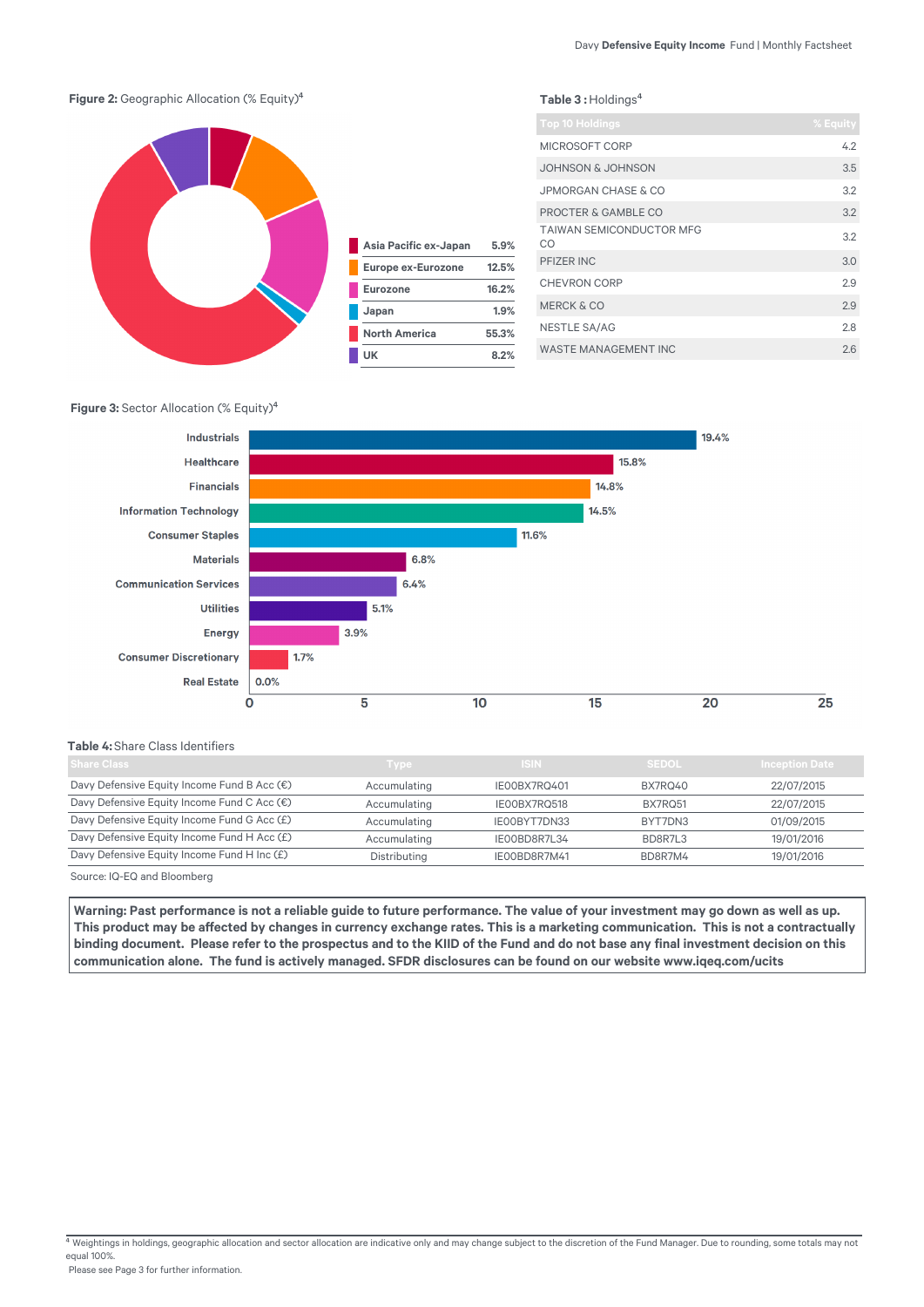**Figure 2:** Geographic Allocation (% Equity)[4]

| Region | % |
|---|---|
| Asia Pacific ex-Japan | 5.9% |
| Europe ex-Eurozone | 12.5% |
| Eurozone | 16.2% |
| Japan | 1.9% |
| North America | 55.3% |
| UK | 8.2% |

**Table 3 :** Holdings[4]

| Top 10 Holdings | % Equity |
|---|---|
| MICROSOFT CORP | 4.2 |
| JOHNSON & JOHNSON | 3.5 |
| JPMORGAN CHASE & CO | 3.2 |
| PROCTER & GAMBLE CO | 3.2 |
| TAIWAN SEMICONDUCTOR MFG CO | 3.2 |
| PFIZER INC | 3.0 |
| CHEVRON CORP | 2.9 |
| MERCK & CO | 2.9 |
| NESTLE SA/AG | 2.8 |
| WASTE MANAGEMENT INC | 2.6 |

**Figure 3:** Sector Allocation (% Equity)[4]

| Sector | % |
|---|---|
| Industrials | 19.4% |
| Healthcare | 15.8% |
| Financials | 14.8% |
| Information Technology | 14.5% |
| Consumer Staples | 11.6% |
| Materials | 6.8% |
| Communication Services | 6.4% |
| Utilities | 5.1% |
| Energy | 3.9% |
| Consumer Discretionary | 1.7% |
| Real Estate | 0.0% |

**Table 4:** Share Class Identifiers

| Share Class | Type | ISIN | SEDOL | Inception Date |
|---|---|---|---|---|
| Davy Defensive Equity Income Fund B Acc (€) | Accumulating | IE00BX7RQ401 | BX7RQ40 | 22/07/2015 |
| Davy Defensive Equity Income Fund C Acc (€) | Accumulating | IE00BX7RQ518 | BX7RQ51 | 22/07/2015 |
| Davy Defensive Equity Income Fund G Acc (£) | Accumulating | IE00BYT7DN33 | BYT7DN3 | 01/09/2015 |
| Davy Defensive Equity Income Fund H Acc (£) | Accumulating | IE00BD8R7L34 | BD8R7L3 | 19/01/2016 |
| Davy Defensive Equity Income Fund H Inc (£) | Distributing | IE00BD8R7M41 | BD8R7M4 | 19/01/2016 |

Source: IQ-EQ and Bloomberg

**Warning: Past performance is not a reliable guide to future performance. The value of your investment may go down as well as up. This product may be affected by changes in currency exchange rates. This is a marketing communication. This is not a contractually binding document. Please refer to the prospectus and to the KIID of the Fund and do not base any final investment decision on this communication alone. The fund is actively managed. SFDR disclosures can be found on our website www.iqeq.com/ucits**

[4] Weightings in holdings, geographic allocation and sector allocation are indicative only and may change subject to the discretion of the Fund Manager. Due to rounding, some totals may not equal 100%.
Please see Page 3 for further information.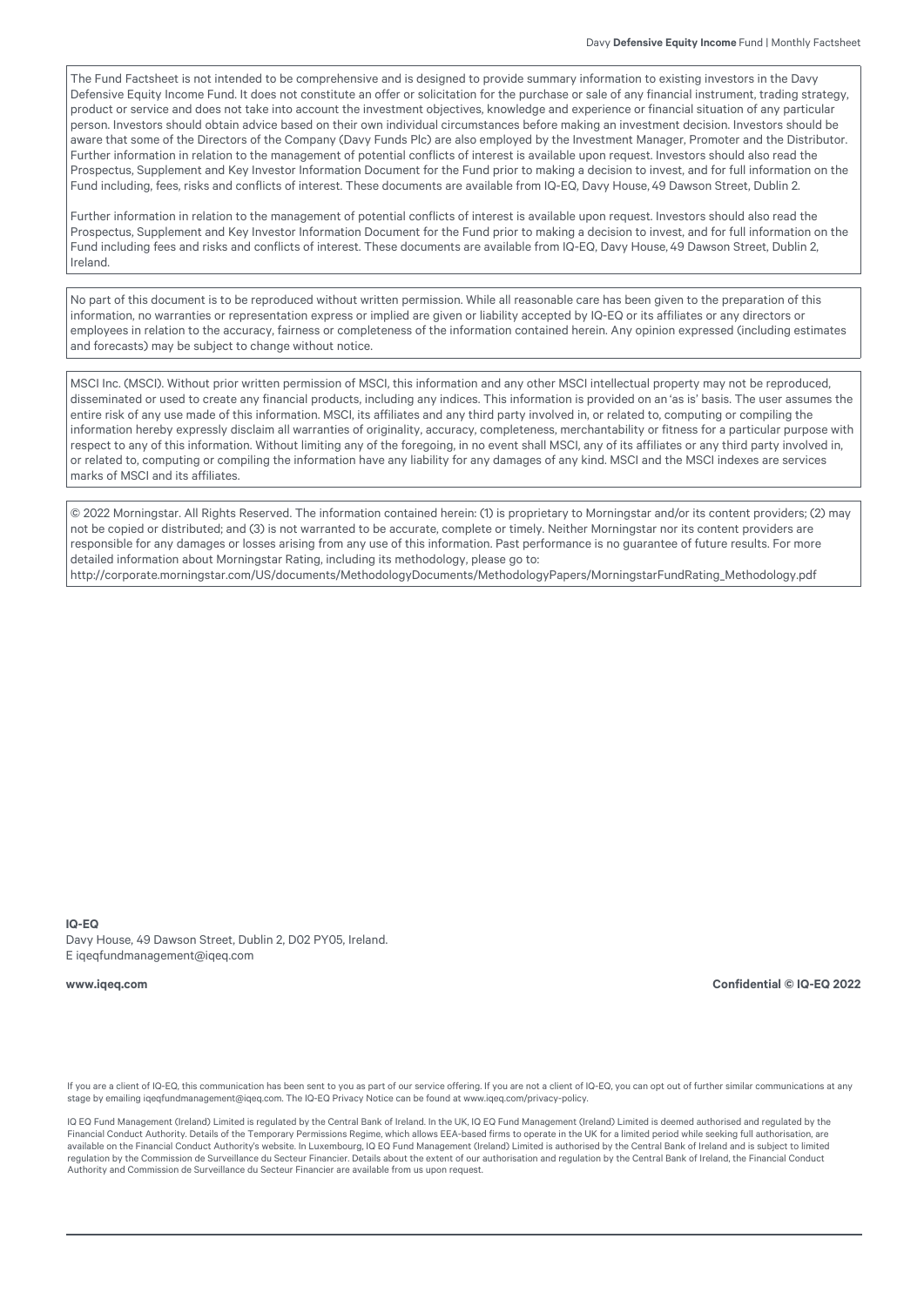The Fund Factsheet is not intended to be comprehensive and is designed to provide summary information to existing investors in the Davy Defensive Equity Income Fund. It does not constitute an offer or solicitation for the purchase or sale of any financial instrument, trading strategy, product or service and does not take into account the investment objectives, knowledge and experience or financial situation of any particular person. Investors should obtain advice based on their own individual circumstances before making an investment decision. Investors should be aware that some of the Directors of the Company (Davy Funds Plc) are also employed by the Investment Manager, Promoter and the Distributor. Further information in relation to the management of potential conflicts of interest is available upon request. Investors should also read the Prospectus, Supplement and Key Investor Information Document for the Fund prior to making a decision to invest, and for full information on the Fund including, fees, risks and conflicts of interest. These documents are available from IQ-EQ, Davy House, 49 Dawson Street, Dublin 2.

Further information in relation to the management of potential conflicts of interest is available upon request. Investors should also read the Prospectus, Supplement and Key Investor Information Document for the Fund prior to making a decision to invest, and for full information on the Fund including fees and risks and conflicts of interest. These documents are available from IQ-EQ, Davy House, 49 Dawson Street, Dublin 2, Ireland.

No part of this document is to be reproduced without written permission. While all reasonable care has been given to the preparation of this information, no warranties or representation express or implied are given or liability accepted by IQ-EQ or its affiliates or any directors or employees in relation to the accuracy, fairness or completeness of the information contained herein. Any opinion expressed (including estimates and forecasts) may be subject to change without notice.

MSCI Inc. (MSCI). Without prior written permission of MSCI, this information and any other MSCI intellectual property may not be reproduced, disseminated or used to create any financial products, including any indices. This information is provided on an 'as is' basis. The user assumes the entire risk of any use made of this information. MSCI, its affiliates and any third party involved in, or related to, computing or compiling the information hereby expressly disclaim all warranties of originality, accuracy, completeness, merchantability or fitness for a particular purpose with respect to any of this information. Without limiting any of the foregoing, in no event shall MSCI, any of its affiliates or any third party involved in, or related to, computing or compiling the information have any liability for any damages of any kind. MSCI and the MSCI indexes are services marks of MSCI and its affiliates.

© 2022 Morningstar. All Rights Reserved. The information contained herein: (1) is proprietary to Morningstar and/or its content providers; (2) may not be copied or distributed; and (3) is not warranted to be accurate, complete or timely. Neither Morningstar nor its content providers are responsible for any damages or losses arising from any use of this information. Past performance is no guarantee of future results. For more detailed information about Morningstar Rating, including its methodology, please go to:
http://corporate.morningstar.com/US/documents/MethodologyDocuments/MethodologyPapers/MorningstarFundRating_Methodology.pdf

**IQ-EQ**
Davy House, 49 Dawson Street, Dublin 2, D02 PY05, Ireland.
E iqeqfundmanagement@iqeq.com

**www.iqeq.com**

**Confidential © IQ-EQ 2022**

If you are a client of IQ-EQ, this communication has been sent to you as part of our service offering. If you are not a client of IQ-EQ, you can opt out of further similar communications at any stage by emailing iqeqfundmanagement@iqeq.com. The IQ-EQ Privacy Notice can be found at www.iqeq.com/privacy-policy.

IQ EQ Fund Management (Ireland) Limited is regulated by the Central Bank of Ireland. In the UK, IQ EQ Fund Management (Ireland) Limited is deemed authorised and regulated by the Financial Conduct Authority. Details of the Temporary Permissions Regime, which allows EEA-based firms to operate in the UK for a limited period while seeking full authorisation, are available on the Financial Conduct Authority's website. In Luxembourg, IQ EQ Fund Management (Ireland) Limited is authorised by the Central Bank of Ireland and is subject to limited regulation by the Commission de Surveillance du Secteur Financier. Details about the extent of our authorisation and regulation by the Central Bank of Ireland, the Financial Conduct Authority and Commission de Surveillance du Secteur Financier are available from us upon request.